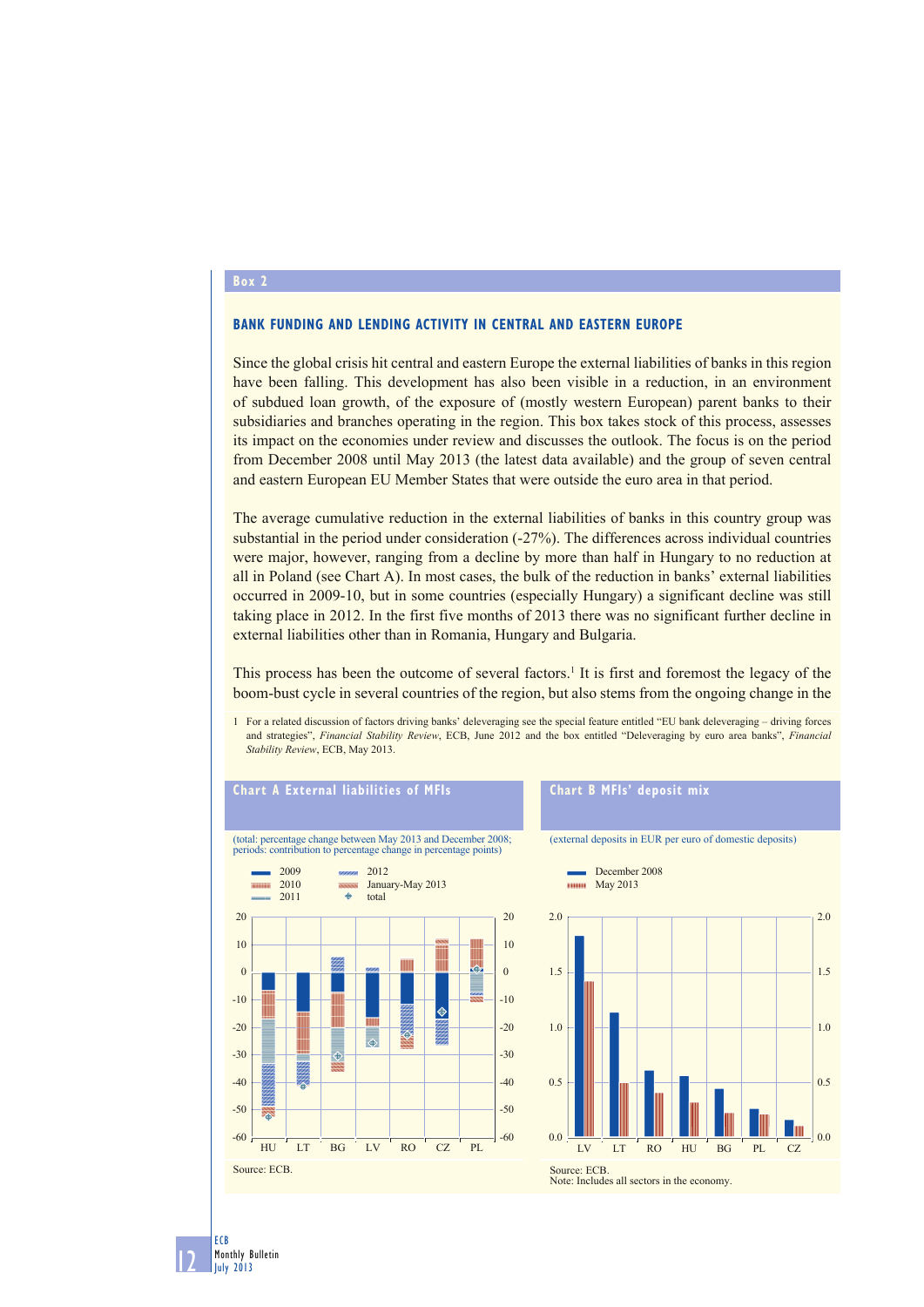## Box 2

### BANK FUNDING AND LENDING ACTIVITY IN CENTRAL AND EASTERN EUROPE

Since the global crisis hit central and eastern Europe the external liabilities of banks in this region have been falling. This development has also been visible in a reduction, in an environment of subdued loan growth, of the exposure of (mostly western European) parent banks to their subsidiaries and branches operating in the region. This box takes stock of this process, assesses its impact on the economies under review and discusses the outlook. The focus is on the period from December 2008 until May 2013 (the latest data available) and the group of seven central and eastern European EU Member States that were outside the euro area in that period.

The average cumulative reduction in the external liabilities of banks in this country group was substantial in the period under consideration (-27%). The differences across individual countries were major, however, ranging from a decline by more than half in Hungary to no reduction at all in Poland (see Chart A). In most cases, the bulk of the reduction in banks' external liabilities occurred in 2009-10, but in some countries (especially Hungary) a significant decline was still taking place in 2012. In the first five months of 2013 there was no significant further decline in external liabilities other than in Romania, Hungary and Bulgaria.

This process has been the outcome of several factors.[1] It is first and foremost the legacy of the boom-bust cycle in several countries of the region, but also stems from the ongoing change in the

1 For a related discussion of factors driving banks' deleveraging see the special feature entitled "EU bank deleveraging – driving forces and strategies", *Financial Stability Review*, ECB, June 2012 and the box entitled "Deleveraging by euro area banks", *Financial Stability Review*, ECB, May 2013.

**Chart A External liabilities of MFIs**

(total: percentage change between May 2013 and December 2008; periods: contribution to percentage change in percentage points)

Legend: 2009; 2010; 2011; 2012; January-May 2013; total

Countries: HU, LT, BG, LV, RO, CZ, PL

Source: ECB.

**Chart B MFIs' deposit mix**

(external deposits in EUR per euro of domestic deposits)

Legend: December 2008; May 2013

Countries: LV, LT, RO, HU, BG, PL, CZ

Source: ECB.
Note: Includes all sectors in the economy.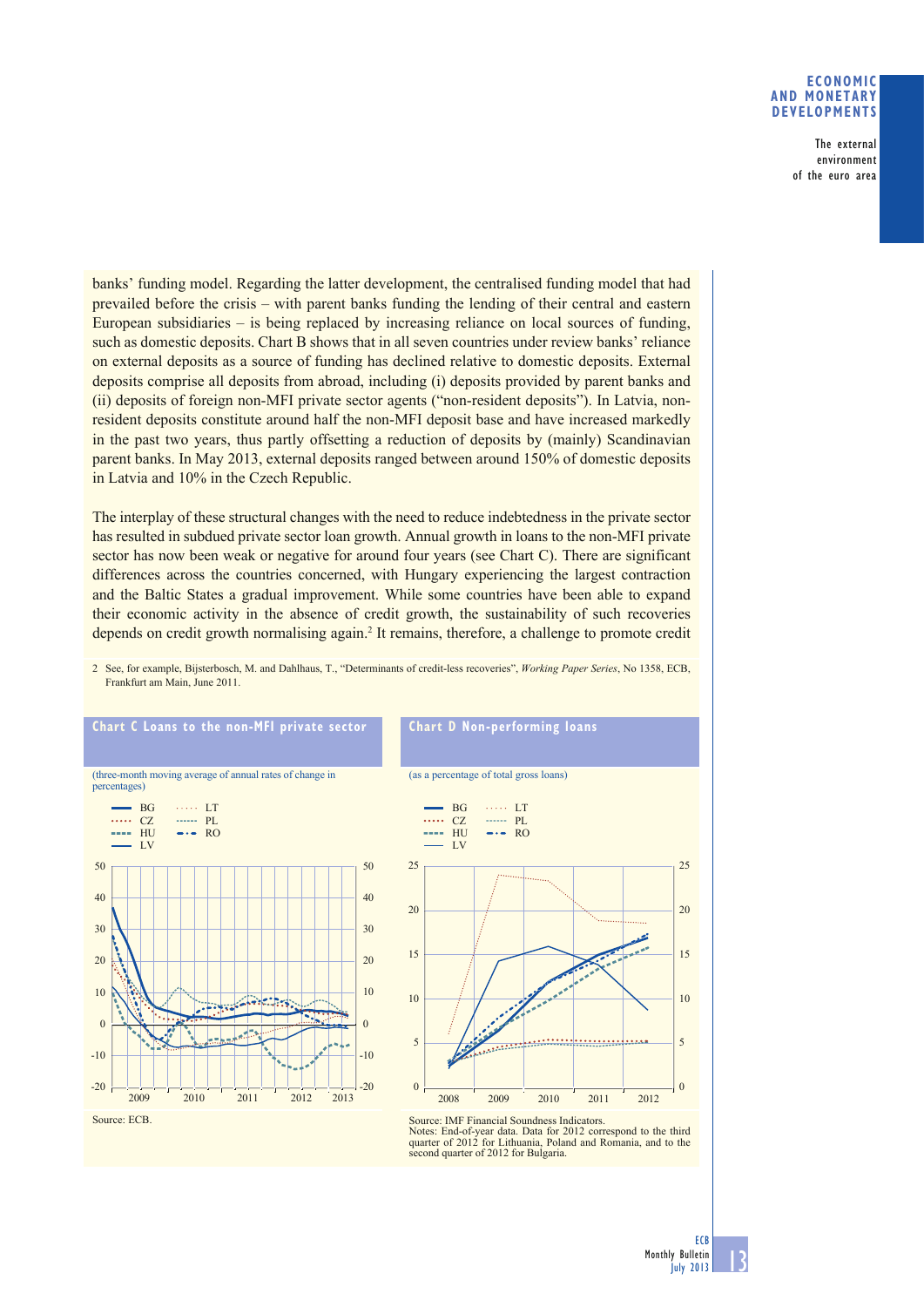banks' funding model. Regarding the latter development, the centralised funding model that had prevailed before the crisis – with parent banks funding the lending of their central and eastern European subsidiaries – is being replaced by increasing reliance on local sources of funding, such as domestic deposits. Chart B shows that in all seven countries under review banks' reliance on external deposits as a source of funding has declined relative to domestic deposits. External deposits comprise all deposits from abroad, including (i) deposits provided by parent banks and (ii) deposits of foreign non-MFI private sector agents ("non-resident deposits"). In Latvia, non-resident deposits constitute around half the non-MFI deposit base and have increased markedly in the past two years, thus partly offsetting a reduction of deposits by (mainly) Scandinavian parent banks. In May 2013, external deposits ranged between around 150% of domestic deposits in Latvia and 10% in the Czech Republic.

The interplay of these structural changes with the need to reduce indebtedness in the private sector has resulted in subdued private sector loan growth. Annual growth in loans to the non-MFI private sector has now been weak or negative for around four years (see Chart C). There are significant differences across the countries concerned, with Hungary experiencing the largest contraction and the Baltic States a gradual improvement. While some countries have been able to expand their economic activity in the absence of credit growth, the sustainability of such recoveries depends on credit growth normalising again.[2] It remains, therefore, a challenge to promote credit

2 See, for example, Bijsterbosch, M. and Dahlhaus, T., "Determinants of credit-less recoveries", *Working Paper Series*, No 1358, ECB, Frankfurt am Main, June 2011.

**Chart C Loans to the non-MFI private sector**

(three-month moving average of annual rates of change in percentages)

Source: ECB.

**Chart D Non-performing loans**

(as a percentage of total gross loans)

Source: IMF Financial Soundness Indicators.
Notes: End-of-year data. Data for 2012 correspond to the third quarter of 2012 for Lithuania, Poland and Romania, and to the second quarter of 2012 for Bulgaria.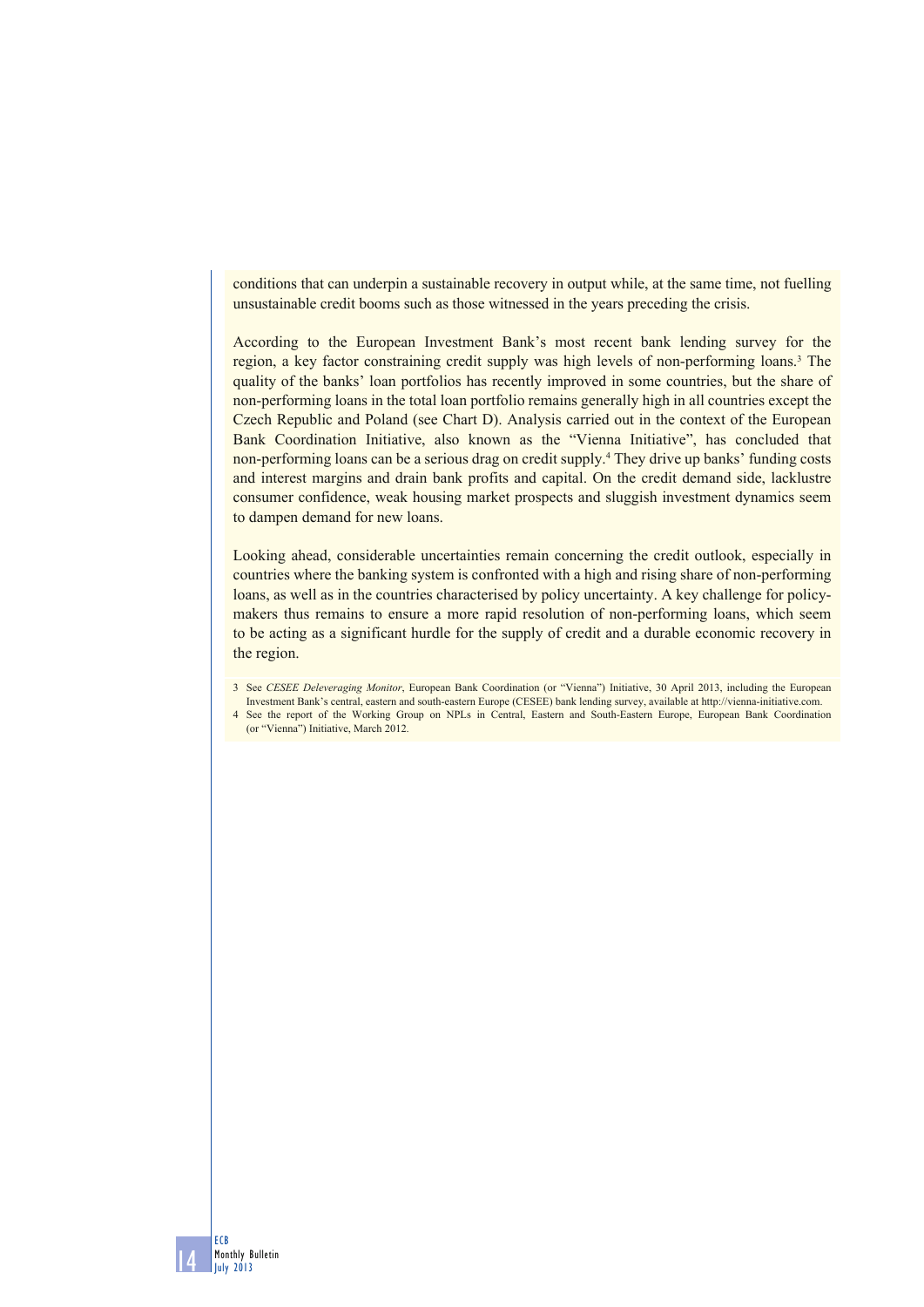conditions that can underpin a sustainable recovery in output while, at the same time, not fuelling unsustainable credit booms such as those witnessed in the years preceding the crisis.

According to the European Investment Bank's most recent bank lending survey for the region, a key factor constraining credit supply was high levels of non-performing loans.[3] The quality of the banks' loan portfolios has recently improved in some countries, but the share of non-performing loans in the total loan portfolio remains generally high in all countries except the Czech Republic and Poland (see Chart D). Analysis carried out in the context of the European Bank Coordination Initiative, also known as the "Vienna Initiative", has concluded that non-performing loans can be a serious drag on credit supply.[4] They drive up banks' funding costs and interest margins and drain bank profits and capital. On the credit demand side, lacklustre consumer confidence, weak housing market prospects and sluggish investment dynamics seem to dampen demand for new loans.

Looking ahead, considerable uncertainties remain concerning the credit outlook, especially in countries where the banking system is confronted with a high and rising share of non-performing loans, as well as in the countries characterised by policy uncertainty. A key challenge for policy-makers thus remains to ensure a more rapid resolution of non-performing loans, which seem to be acting as a significant hurdle for the supply of credit and a durable economic recovery in the region.

3 See *CESEE Deleveraging Monitor*, European Bank Coordination (or "Vienna") Initiative, 30 April 2013, including the European Investment Bank's central, eastern and south-eastern Europe (CESEE) bank lending survey, available at http://vienna-initiative.com.

4 See the report of the Working Group on NPLs in Central, Eastern and South-Eastern Europe, European Bank Coordination (or "Vienna") Initiative, March 2012.